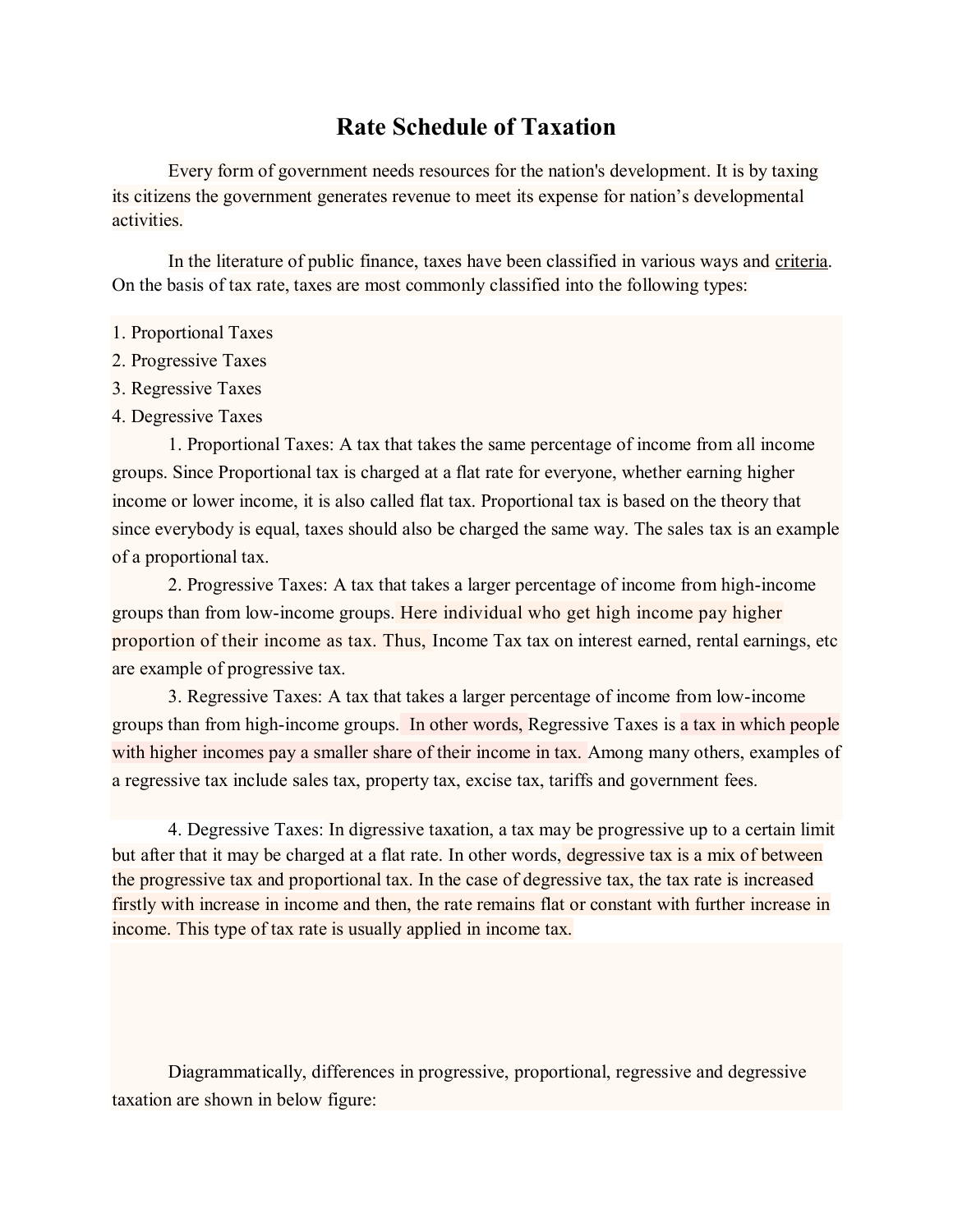# Rate Schedule of Taxation

Every form of government needs resources for the nation's development. It is by taxing its citizens the government generates revenue to meet its expense for nation's developmental activities.

In the literature of public finance, taxes have been classified in various ways and criteria. On the basis of tax rate, taxes are most commonly classified into the following types:

1. Proportional Taxes
2. Progressive Taxes
3. Regressive Taxes
4. Degressive Taxes

1. Proportional Taxes: A tax that takes the same percentage of income from all income groups. Since Proportional tax is charged at a flat rate for everyone, whether earning higher income or lower income, it is also called flat tax. Proportional tax is based on the theory that since everybody is equal, taxes should also be charged the same way. The sales tax is an example of a proportional tax.

2. Progressive Taxes: A tax that takes a larger percentage of income from high-income groups than from low-income groups. Here individual who get high income pay higher proportion of their income as tax. Thus, Income Tax tax on interest earned, rental earnings, etc are example of progressive tax.

3. Regressive Taxes: A tax that takes a larger percentage of income from low-income groups than from high-income groups. In other words, Regressive Taxes is a tax in which people with higher incomes pay a smaller share of their income in tax. Among many others, examples of a regressive tax include sales tax, property tax, excise tax, tariffs and government fees.

4. Degressive Taxes: In digressive taxation, a tax may be progressive up to a certain limit but after that it may be charged at a flat rate. In other words, degressive tax is a mix of between the progressive tax and proportional tax. In the case of degressive tax, the tax rate is increased firstly with increase in income and then, the rate remains flat or constant with further increase in income. This type of tax rate is usually applied in income tax.

Diagrammatically, differences in progressive, proportional, regressive and degressive taxation are shown in below figure: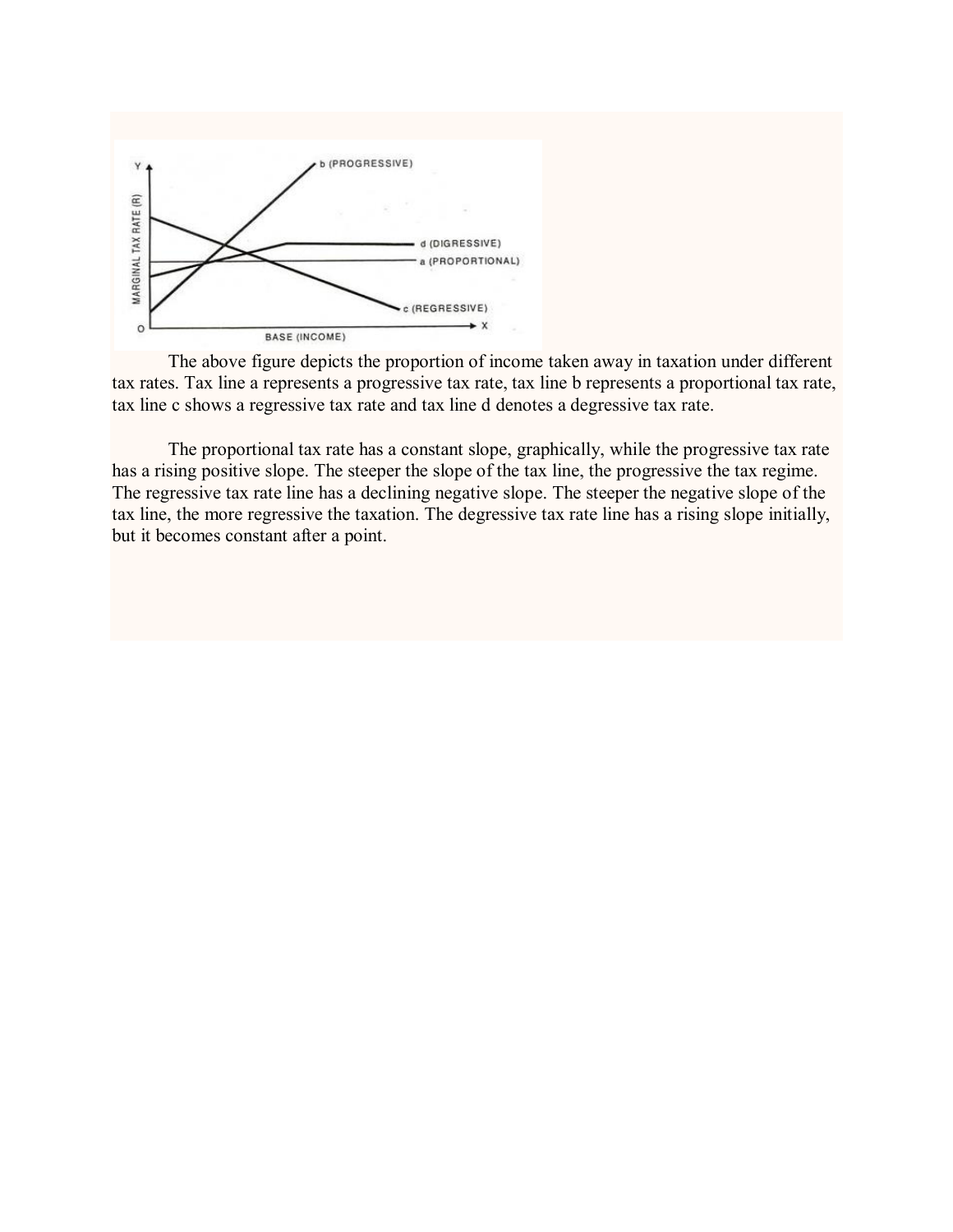Y

MARGINAL TAX RATE (R)

b (PROGRESSIVE)

d (DIGRESSIVE)

a (PROPORTIONAL)

c (REGRESSIVE)

O

BASE (INCOME)

X

The above figure depicts the proportion of income taken away in taxation under different tax rates. Tax line a represents a progressive tax rate, tax line b represents a proportional tax rate, tax line c shows a regressive tax rate and tax line d denotes a degressive tax rate.

The proportional tax rate has a constant slope, graphically, while the progressive tax rate has a rising positive slope. The steeper the slope of the tax line, the progressive the tax regime. The regressive tax rate line has a declining negative slope. The steeper the negative slope of the tax line, the more regressive the taxation. The degressive tax rate line has a rising slope initially, but it becomes constant after a point.